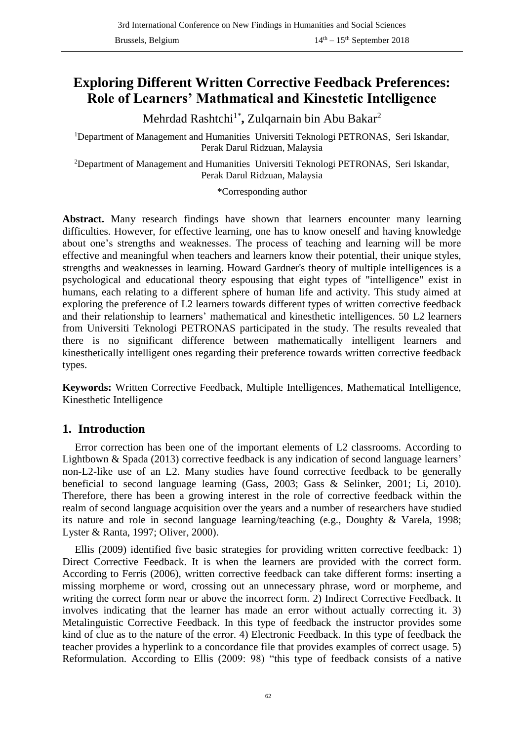# Exploring Different Written Corrective Feedback Preferences: Role of Learners' Mathmatical and Kinestetic Intelligence

Mehrdad Rashtchi[1*], Zulqarnain bin Abu Bakar[2]

[1]Department of Management and Humanities Universiti Teknologi PETRONAS, Seri Iskandar, Perak Darul Ridzuan, Malaysia

[2]Department of Management and Humanities Universiti Teknologi PETRONAS, Seri Iskandar, Perak Darul Ridzuan, Malaysia

*Corresponding author

**Abstract.** Many research findings have shown that learners encounter many learning difficulties. However, for effective learning, one has to know oneself and having knowledge about one's strengths and weaknesses. The process of teaching and learning will be more effective and meaningful when teachers and learners know their potential, their unique styles, strengths and weaknesses in learning. Howard Gardner's theory of multiple intelligences is a psychological and educational theory espousing that eight types of "intelligence" exist in humans, each relating to a different sphere of human life and activity. This study aimed at exploring the preference of L2 learners towards different types of written corrective feedback and their relationship to learners' mathematical and kinesthetic intelligences. 50 L2 learners from Universiti Teknologi PETRONAS participated in the study. The results revealed that there is no significant difference between mathematically intelligent learners and kinesthetically intelligent ones regarding their preference towards written corrective feedback types.

**Keywords:** Written Corrective Feedback, Multiple Intelligences, Mathematical Intelligence, Kinesthetic Intelligence

## 1. Introduction

Error correction has been one of the important elements of L2 classrooms. According to Lightbown & Spada (2013) corrective feedback is any indication of second language learners' non-L2-like use of an L2. Many studies have found corrective feedback to be generally beneficial to second language learning (Gass, 2003; Gass & Selinker, 2001; Li, 2010). Therefore, there has been a growing interest in the role of corrective feedback within the realm of second language acquisition over the years and a number of researchers have studied its nature and role in second language learning/teaching (e.g., Doughty & Varela, 1998; Lyster & Ranta, 1997; Oliver, 2000).

Ellis (2009) identified five basic strategies for providing written corrective feedback: 1) Direct Corrective Feedback. It is when the learners are provided with the correct form. According to Ferris (2006), written corrective feedback can take different forms: inserting a missing morpheme or word, crossing out an unnecessary phrase, word or morpheme, and writing the correct form near or above the incorrect form. 2) Indirect Corrective Feedback. It involves indicating that the learner has made an error without actually correcting it. 3) Metalinguistic Corrective Feedback. In this type of feedback the instructor provides some kind of clue as to the nature of the error. 4) Electronic Feedback. In this type of feedback the teacher provides a hyperlink to a concordance file that provides examples of correct usage. 5) Reformulation. According to Ellis (2009: 98) "this type of feedback consists of a native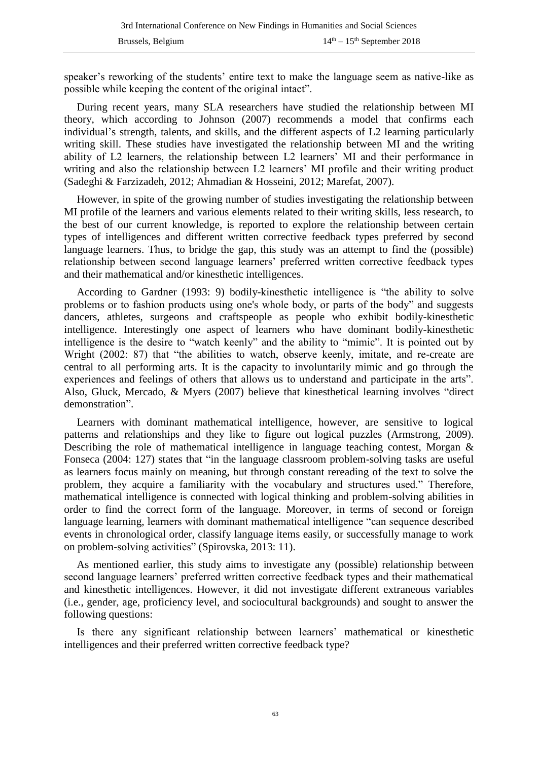speaker's reworking of the students' entire text to make the language seem as native-like as possible while keeping the content of the original intact".

During recent years, many SLA researchers have studied the relationship between MI theory, which according to Johnson (2007) recommends a model that confirms each individual's strength, talents, and skills, and the different aspects of L2 learning particularly writing skill. These studies have investigated the relationship between MI and the writing ability of L2 learners, the relationship between L2 learners' MI and their performance in writing and also the relationship between L2 learners' MI profile and their writing product (Sadeghi & Farzizadeh, 2012; Ahmadian & Hosseini, 2012; Marefat, 2007).

However, in spite of the growing number of studies investigating the relationship between MI profile of the learners and various elements related to their writing skills, less research, to the best of our current knowledge, is reported to explore the relationship between certain types of intelligences and different written corrective feedback types preferred by second language learners. Thus, to bridge the gap, this study was an attempt to find the (possible) relationship between second language learners' preferred written corrective feedback types and their mathematical and/or kinesthetic intelligences.

According to Gardner (1993: 9) bodily-kinesthetic intelligence is "the ability to solve problems or to fashion products using one's whole body, or parts of the body" and suggests dancers, athletes, surgeons and craftspeople as people who exhibit bodily-kinesthetic intelligence. Interestingly one aspect of learners who have dominant bodily-kinesthetic intelligence is the desire to "watch keenly" and the ability to "mimic". It is pointed out by Wright (2002: 87) that "the abilities to watch, observe keenly, imitate, and re-create are central to all performing arts. It is the capacity to involuntarily mimic and go through the experiences and feelings of others that allows us to understand and participate in the arts". Also, Gluck, Mercado, & Myers (2007) believe that kinesthetical learning involves "direct demonstration".

Learners with dominant mathematical intelligence, however, are sensitive to logical patterns and relationships and they like to figure out logical puzzles (Armstrong, 2009). Describing the role of mathematical intelligence in language teaching contest, Morgan & Fonseca (2004: 127) states that "in the language classroom problem-solving tasks are useful as learners focus mainly on meaning, but through constant rereading of the text to solve the problem, they acquire a familiarity with the vocabulary and structures used." Therefore, mathematical intelligence is connected with logical thinking and problem-solving abilities in order to find the correct form of the language. Moreover, in terms of second or foreign language learning, learners with dominant mathematical intelligence "can sequence described events in chronological order, classify language items easily, or successfully manage to work on problem-solving activities" (Spirovska, 2013: 11).

As mentioned earlier, this study aims to investigate any (possible) relationship between second language learners' preferred written corrective feedback types and their mathematical and kinesthetic intelligences. However, it did not investigate different extraneous variables (i.e., gender, age, proficiency level, and sociocultural backgrounds) and sought to answer the following questions:

Is there any significant relationship between learners' mathematical or kinesthetic intelligences and their preferred written corrective feedback type?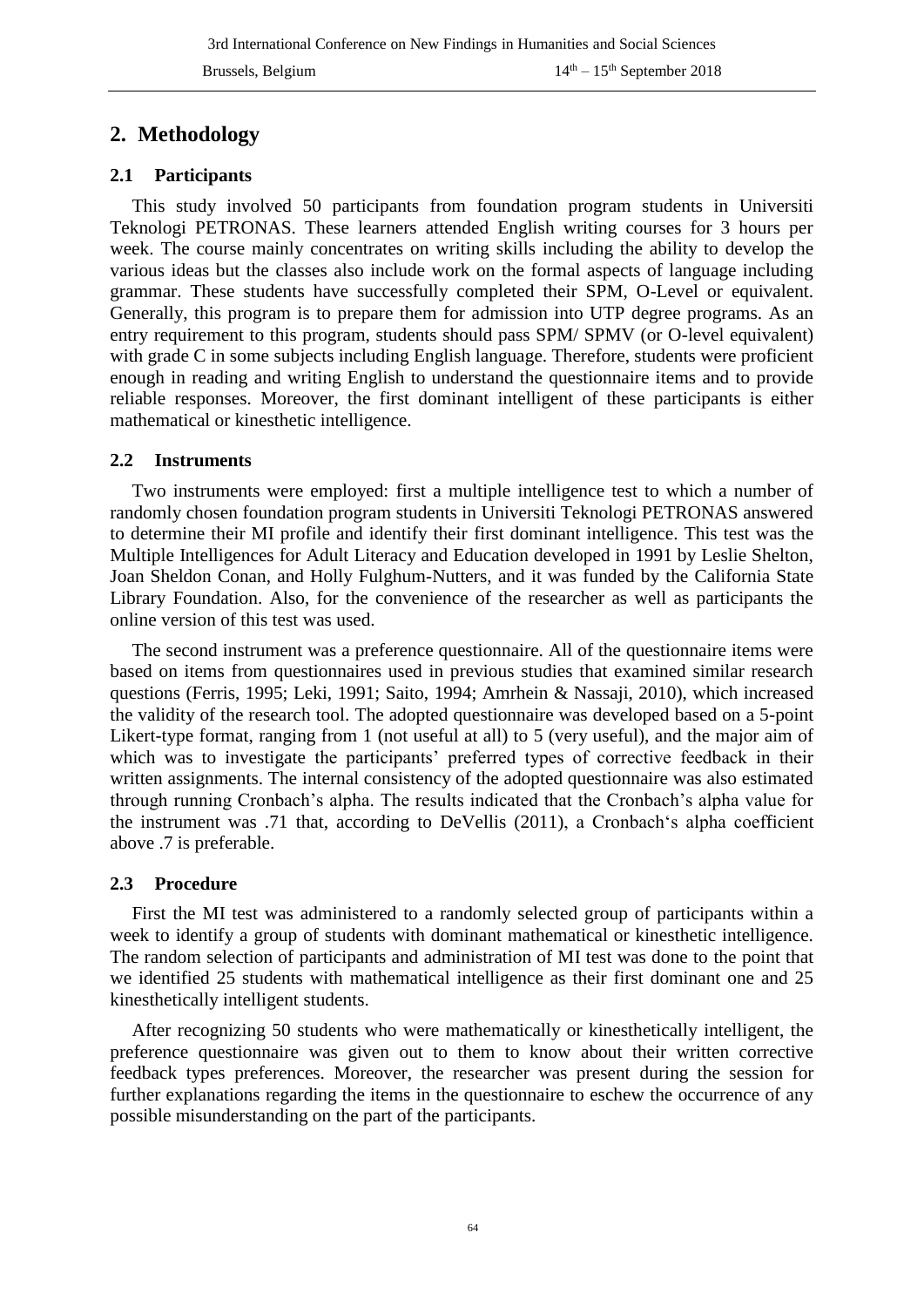## 2. Methodology

### 2.1 Participants

This study involved 50 participants from foundation program students in Universiti Teknologi PETRONAS. These learners attended English writing courses for 3 hours per week. The course mainly concentrates on writing skills including the ability to develop the various ideas but the classes also include work on the formal aspects of language including grammar. These students have successfully completed their SPM, O-Level or equivalent. Generally, this program is to prepare them for admission into UTP degree programs. As an entry requirement to this program, students should pass SPM/ SPMV (or O-level equivalent) with grade C in some subjects including English language. Therefore, students were proficient enough in reading and writing English to understand the questionnaire items and to provide reliable responses. Moreover, the first dominant intelligent of these participants is either mathematical or kinesthetic intelligence.

### 2.2 Instruments

Two instruments were employed: first a multiple intelligence test to which a number of randomly chosen foundation program students in Universiti Teknologi PETRONAS answered to determine their MI profile and identify their first dominant intelligence. This test was the Multiple Intelligences for Adult Literacy and Education developed in 1991 by Leslie Shelton, Joan Sheldon Conan, and Holly Fulghum-Nutters, and it was funded by the California State Library Foundation. Also, for the convenience of the researcher as well as participants the online version of this test was used.

The second instrument was a preference questionnaire. All of the questionnaire items were based on items from questionnaires used in previous studies that examined similar research questions (Ferris, 1995; Leki, 1991; Saito, 1994; Amrhein & Nassaji, 2010), which increased the validity of the research tool. The adopted questionnaire was developed based on a 5-point Likert-type format, ranging from 1 (not useful at all) to 5 (very useful), and the major aim of which was to investigate the participants' preferred types of corrective feedback in their written assignments. The internal consistency of the adopted questionnaire was also estimated through running Cronbach's alpha. The results indicated that the Cronbach's alpha value for the instrument was .71 that, according to DeVellis (2011), a Cronbach's alpha coefficient above .7 is preferable.

### 2.3 Procedure

First the MI test was administered to a randomly selected group of participants within a week to identify a group of students with dominant mathematical or kinesthetic intelligence. The random selection of participants and administration of MI test was done to the point that we identified 25 students with mathematical intelligence as their first dominant one and 25 kinesthetically intelligent students.

After recognizing 50 students who were mathematically or kinesthetically intelligent, the preference questionnaire was given out to them to know about their written corrective feedback types preferences. Moreover, the researcher was present during the session for further explanations regarding the items in the questionnaire to eschew the occurrence of any possible misunderstanding on the part of the participants.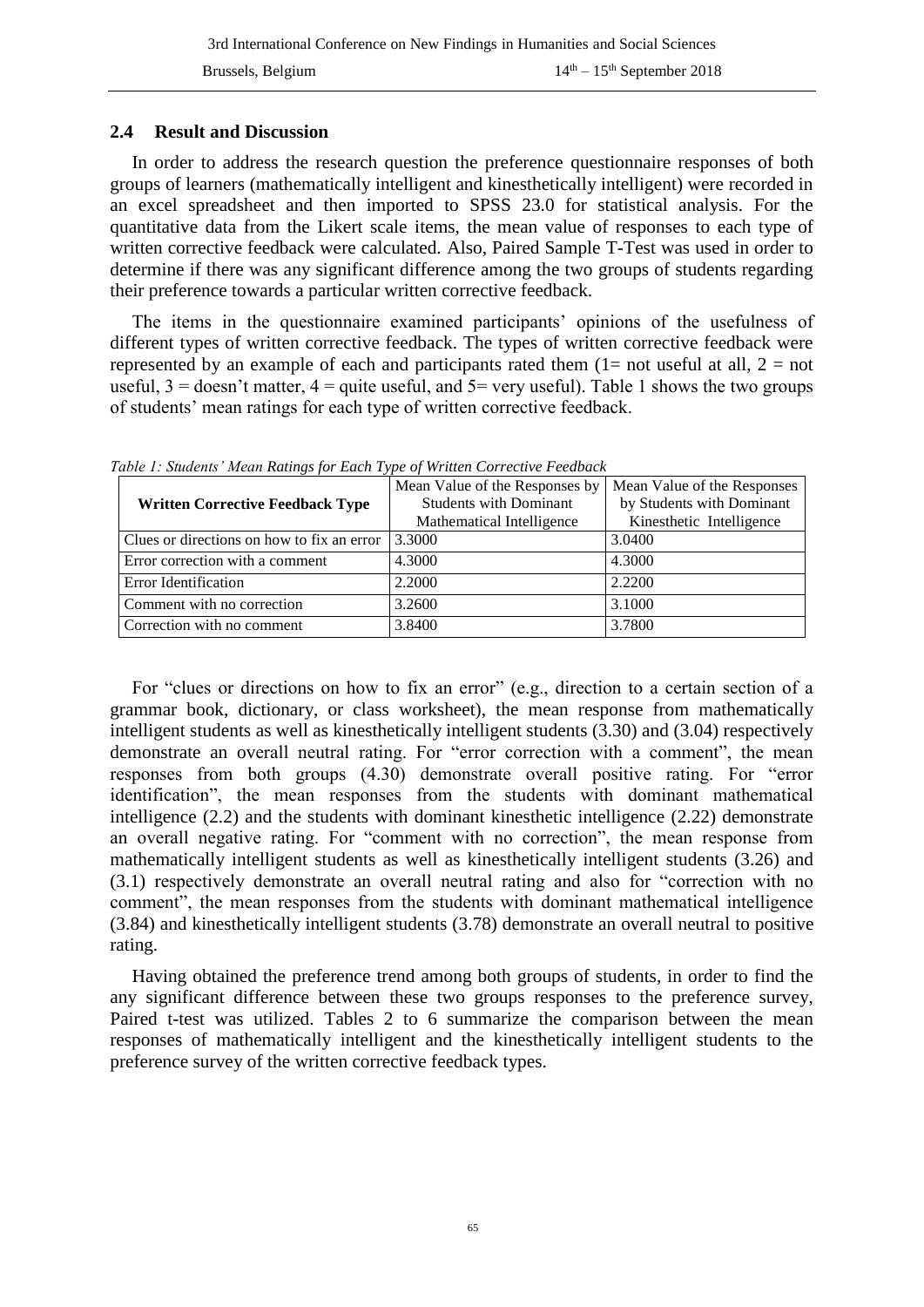## 2.4 Result and Discussion

In order to address the research question the preference questionnaire responses of both groups of learners (mathematically intelligent and kinesthetically intelligent) were recorded in an excel spreadsheet and then imported to SPSS 23.0 for statistical analysis. For the quantitative data from the Likert scale items, the mean value of responses to each type of written corrective feedback were calculated. Also, Paired Sample T-Test was used in order to determine if there was any significant difference among the two groups of students regarding their preference towards a particular written corrective feedback.

The items in the questionnaire examined participants' opinions of the usefulness of different types of written corrective feedback. The types of written corrective feedback were represented by an example of each and participants rated them (1= not useful at all, 2 = not useful, 3 = doesn't matter, 4 = quite useful, and 5= very useful). Table 1 shows the two groups of students' mean ratings for each type of written corrective feedback.

*Table 1: Students' Mean Ratings for Each Type of Written Corrective Feedback*

| **Written Corrective Feedback Type** | Mean Value of the Responses by Students with Dominant Mathematical Intelligence | Mean Value of the Responses by Students with Dominant Kinesthetic Intelligence |
|---|---|---|
| Clues or directions on how to fix an error | 3.3000 | 3.0400 |
| Error correction with a comment | 4.3000 | 4.3000 |
| Error Identification | 2.2000 | 2.2200 |
| Comment with no correction | 3.2600 | 3.1000 |
| Correction with no comment | 3.8400 | 3.7800 |

For "clues or directions on how to fix an error" (e.g., direction to a certain section of a grammar book, dictionary, or class worksheet), the mean response from mathematically intelligent students as well as kinesthetically intelligent students (3.30) and (3.04) respectively demonstrate an overall neutral rating. For "error correction with a comment", the mean responses from both groups (4.30) demonstrate overall positive rating. For "error identification", the mean responses from the students with dominant mathematical intelligence (2.2) and the students with dominant kinesthetic intelligence (2.22) demonstrate an overall negative rating. For "comment with no correction", the mean response from mathematically intelligent students as well as kinesthetically intelligent students (3.26) and (3.1) respectively demonstrate an overall neutral rating and also for "correction with no comment", the mean responses from the students with dominant mathematical intelligence (3.84) and kinesthetically intelligent students (3.78) demonstrate an overall neutral to positive rating.

Having obtained the preference trend among both groups of students, in order to find the any significant difference between these two groups responses to the preference survey, Paired t-test was utilized. Tables 2 to 6 summarize the comparison between the mean responses of mathematically intelligent and the kinesthetically intelligent students to the preference survey of the written corrective feedback types.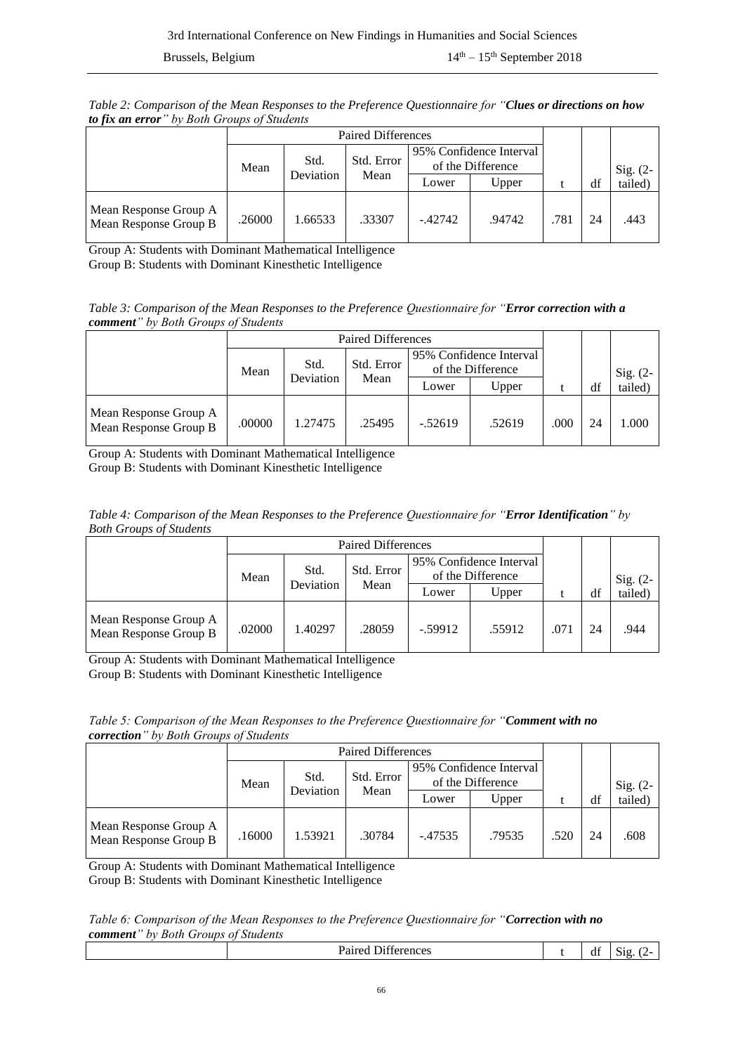*Table 2: Comparison of the Mean Responses to the Preference Questionnaire for "**Clues or directions on how to fix an error**" by Both Groups of Students*

| | Paired Differences | | | | | | | |
|---|---|---|---|---|---|---|---|---|
| | Mean | Std. Deviation | Std. Error Mean | 95% Confidence Interval of the Difference | | t | df | Sig. (2-tailed) |
| | | | | Lower | Upper | | | |
| Mean Response Group A Mean Response Group B | .26000 | 1.66533 | .33307 | -.42742 | .94742 | .781 | 24 | .443 |

Group A: Students with Dominant Mathematical Intelligence
Group B: Students with Dominant Kinesthetic Intelligence

*Table 3: Comparison of the Mean Responses to the Preference Questionnaire for "**Error correction with a comment**" by Both Groups of Students*

| | Paired Differences | | | | | | | |
|---|---|---|---|---|---|---|---|---|
| | Mean | Std. Deviation | Std. Error Mean | 95% Confidence Interval of the Difference | | t | df | Sig. (2-tailed) |
| | | | | Lower | Upper | | | |
| Mean Response Group A Mean Response Group B | .00000 | 1.27475 | .25495 | -.52619 | .52619 | .000 | 24 | 1.000 |

Group A: Students with Dominant Mathematical Intelligence
Group B: Students with Dominant Kinesthetic Intelligence

*Table 4: Comparison of the Mean Responses to the Preference Questionnaire for "**Error Identification**" by Both Groups of Students*

| | Paired Differences | | | | | | | |
|---|---|---|---|---|---|---|---|---|
| | Mean | Std. Deviation | Std. Error Mean | 95% Confidence Interval of the Difference | | t | df | Sig. (2-tailed) |
| | | | | Lower | Upper | | | |
| Mean Response Group A Mean Response Group B | .02000 | 1.40297 | .28059 | -.59912 | .55912 | .071 | 24 | .944 |

Group A: Students with Dominant Mathematical Intelligence
Group B: Students with Dominant Kinesthetic Intelligence

*Table 5: Comparison of the Mean Responses to the Preference Questionnaire for "**Comment with no correction**" by Both Groups of Students*

| | Paired Differences | | | | | | | |
|---|---|---|---|---|---|---|---|---|
| | Mean | Std. Deviation | Std. Error Mean | 95% Confidence Interval of the Difference | | t | df | Sig. (2-tailed) |
| | | | | Lower | Upper | | | |
| Mean Response Group A Mean Response Group B | .16000 | 1.53921 | .30784 | -.47535 | .79535 | .520 | 24 | .608 |

Group A: Students with Dominant Mathematical Intelligence
Group B: Students with Dominant Kinesthetic Intelligence

*Table 6: Comparison of the Mean Responses to the Preference Questionnaire for "**Correction with no comment**" by Both Groups of Students*

| | Paired Differences | t | df | Sig. (2- |
|---|---|---|---|---|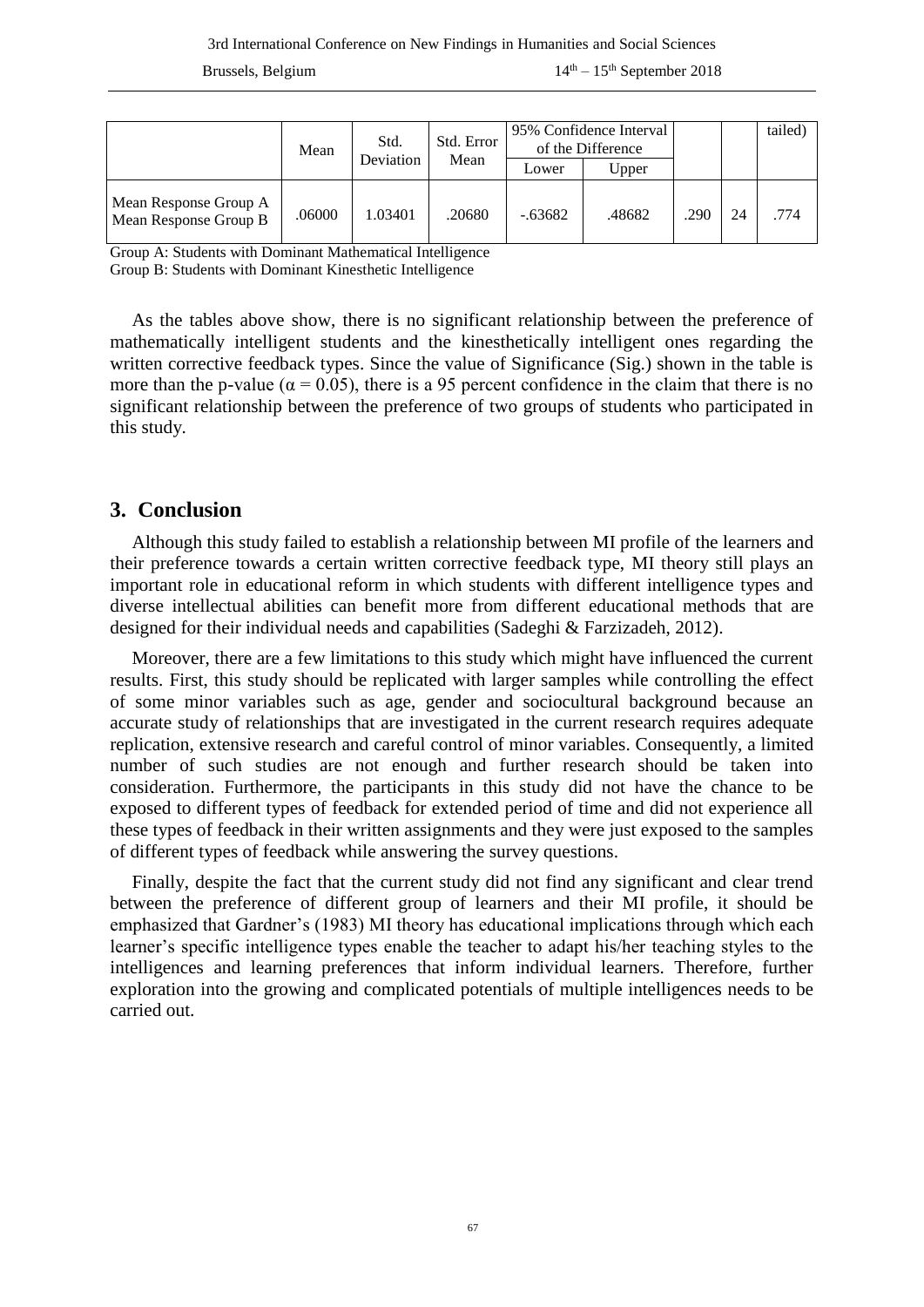| | Mean | Std. Deviation | Std. Error Mean | 95% Confidence Interval of the Difference | | | | tailed) |
|---|---|---|---|---|---|---|---|---|
| | | | | Lower | Upper | | | |
| Mean Response Group A Mean Response Group B | .06000 | 1.03401 | .20680 | -.63682 | .48682 | .290 | 24 | .774 |

Group A: Students with Dominant Mathematical Intelligence
Group B: Students with Dominant Kinesthetic Intelligence

As the tables above show, there is no significant relationship between the preference of mathematically intelligent students and the kinesthetically intelligent ones regarding the written corrective feedback types. Since the value of Significance (Sig.) shown in the table is more than the p-value ($\alpha = 0.05$), there is a 95 percent confidence in the claim that there is no significant relationship between the preference of two groups of students who participated in this study.

## 3. Conclusion

Although this study failed to establish a relationship between MI profile of the learners and their preference towards a certain written corrective feedback type, MI theory still plays an important role in educational reform in which students with different intelligence types and diverse intellectual abilities can benefit more from different educational methods that are designed for their individual needs and capabilities (Sadeghi & Farzizadeh, 2012).

Moreover, there are a few limitations to this study which might have influenced the current results. First, this study should be replicated with larger samples while controlling the effect of some minor variables such as age, gender and sociocultural background because an accurate study of relationships that are investigated in the current research requires adequate replication, extensive research and careful control of minor variables. Consequently, a limited number of such studies are not enough and further research should be taken into consideration. Furthermore, the participants in this study did not have the chance to be exposed to different types of feedback for extended period of time and did not experience all these types of feedback in their written assignments and they were just exposed to the samples of different types of feedback while answering the survey questions.

Finally, despite the fact that the current study did not find any significant and clear trend between the preference of different group of learners and their MI profile, it should be emphasized that Gardner's (1983) MI theory has educational implications through which each learner's specific intelligence types enable the teacher to adapt his/her teaching styles to the intelligences and learning preferences that inform individual learners. Therefore, further exploration into the growing and complicated potentials of multiple intelligences needs to be carried out.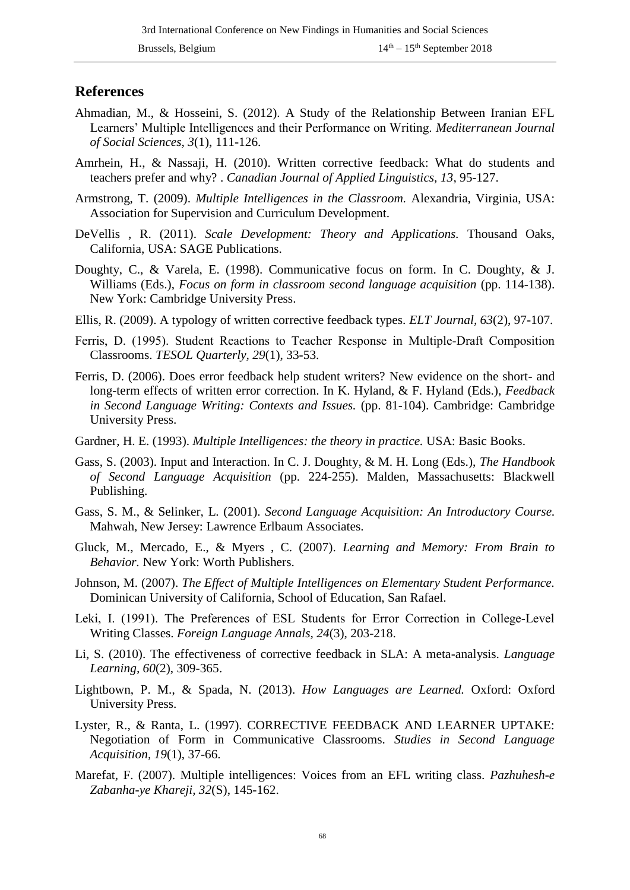## References

Ahmadian, M., & Hosseini, S. (2012). A Study of the Relationship Between Iranian EFL Learners' Multiple Intelligences and their Performance on Writing. *Mediterranean Journal of Social Sciences, 3*(1), 111-126.

Amrhein, H., & Nassaji, H. (2010). Written corrective feedback: What do students and teachers prefer and why? . *Canadian Journal of Applied Linguistics, 13*, 95-127.

Armstrong, T. (2009). *Multiple Intelligences in the Classroom.* Alexandria, Virginia, USA: Association for Supervision and Curriculum Development.

DeVellis , R. (2011). *Scale Development: Theory and Applications.* Thousand Oaks, California, USA: SAGE Publications.

Doughty, C., & Varela, E. (1998). Communicative focus on form. In C. Doughty, & J. Williams (Eds.), *Focus on form in classroom second language acquisition* (pp. 114-138). New York: Cambridge University Press.

Ellis, R. (2009). A typology of written corrective feedback types. *ELT Journal, 63*(2), 97-107.

Ferris, D. (1995). Student Reactions to Teacher Response in Multiple-Draft Composition Classrooms. *TESOL Quarterly, 29*(1), 33-53.

Ferris, D. (2006). Does error feedback help student writers? New evidence on the short- and long-term effects of written error correction. In K. Hyland, & F. Hyland (Eds.), *Feedback in Second Language Writing: Contexts and Issues.* (pp. 81-104). Cambridge: Cambridge University Press.

Gardner, H. E. (1993). *Multiple Intelligences: the theory in practice.* USA: Basic Books.

Gass, S. (2003). Input and Interaction. In C. J. Doughty, & M. H. Long (Eds.), *The Handbook of Second Language Acquisition* (pp. 224-255). Malden, Massachusetts: Blackwell Publishing.

Gass, S. M., & Selinker, L. (2001). *Second Language Acquisition: An Introductory Course.* Mahwah, New Jersey: Lawrence Erlbaum Associates.

Gluck, M., Mercado, E., & Myers , C. (2007). *Learning and Memory: From Brain to Behavior.* New York: Worth Publishers.

Johnson, M. (2007). *The Effect of Multiple Intelligences on Elementary Student Performance.* Dominican University of California, School of Education, San Rafael.

Leki, I. (1991). The Preferences of ESL Students for Error Correction in College-Level Writing Classes. *Foreign Language Annals, 24*(3), 203-218.

Li, S. (2010). The effectiveness of corrective feedback in SLA: A meta-analysis. *Language Learning, 60*(2), 309-365.

Lightbown, P. M., & Spada, N. (2013). *How Languages are Learned.* Oxford: Oxford University Press.

Lyster, R., & Ranta, L. (1997). CORRECTIVE FEEDBACK AND LEARNER UPTAKE: Negotiation of Form in Communicative Classrooms. *Studies in Second Language Acquisition, 19*(1), 37-66.

Marefat, F. (2007). Multiple intelligences: Voices from an EFL writing class. *Pazhuhesh-e Zabanha-ye Khareji, 32*(S), 145-162.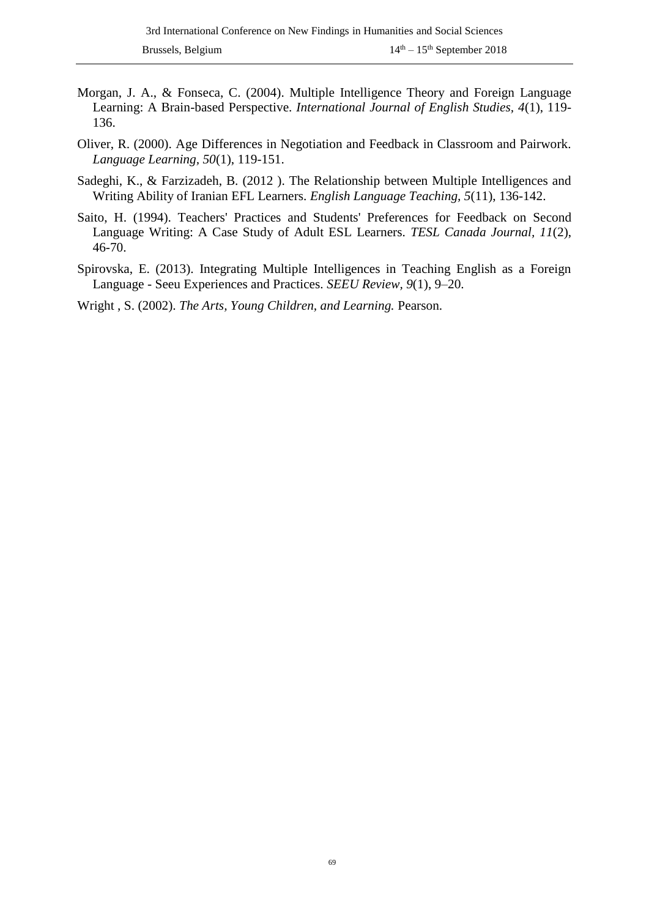Morgan, J. A., & Fonseca, C. (2004). Multiple Intelligence Theory and Foreign Language Learning: A Brain-based Perspective. *International Journal of English Studies, 4*(1), 119-136.

Oliver, R. (2000). Age Differences in Negotiation and Feedback in Classroom and Pairwork. *Language Learning, 50*(1), 119-151.

Sadeghi, K., & Farzizadeh, B. (2012 ). The Relationship between Multiple Intelligences and Writing Ability of Iranian EFL Learners. *English Language Teaching, 5*(11), 136-142.

Saito, H. (1994). Teachers' Practices and Students' Preferences for Feedback on Second Language Writing: A Case Study of Adult ESL Learners. *TESL Canada Journal, 11*(2), 46-70.

Spirovska, E. (2013). Integrating Multiple Intelligences in Teaching English as a Foreign Language - Seeu Experiences and Practices. *SEEU Review, 9*(1), 9–20.

Wright , S. (2002). *The Arts, Young Children, and Learning.* Pearson.